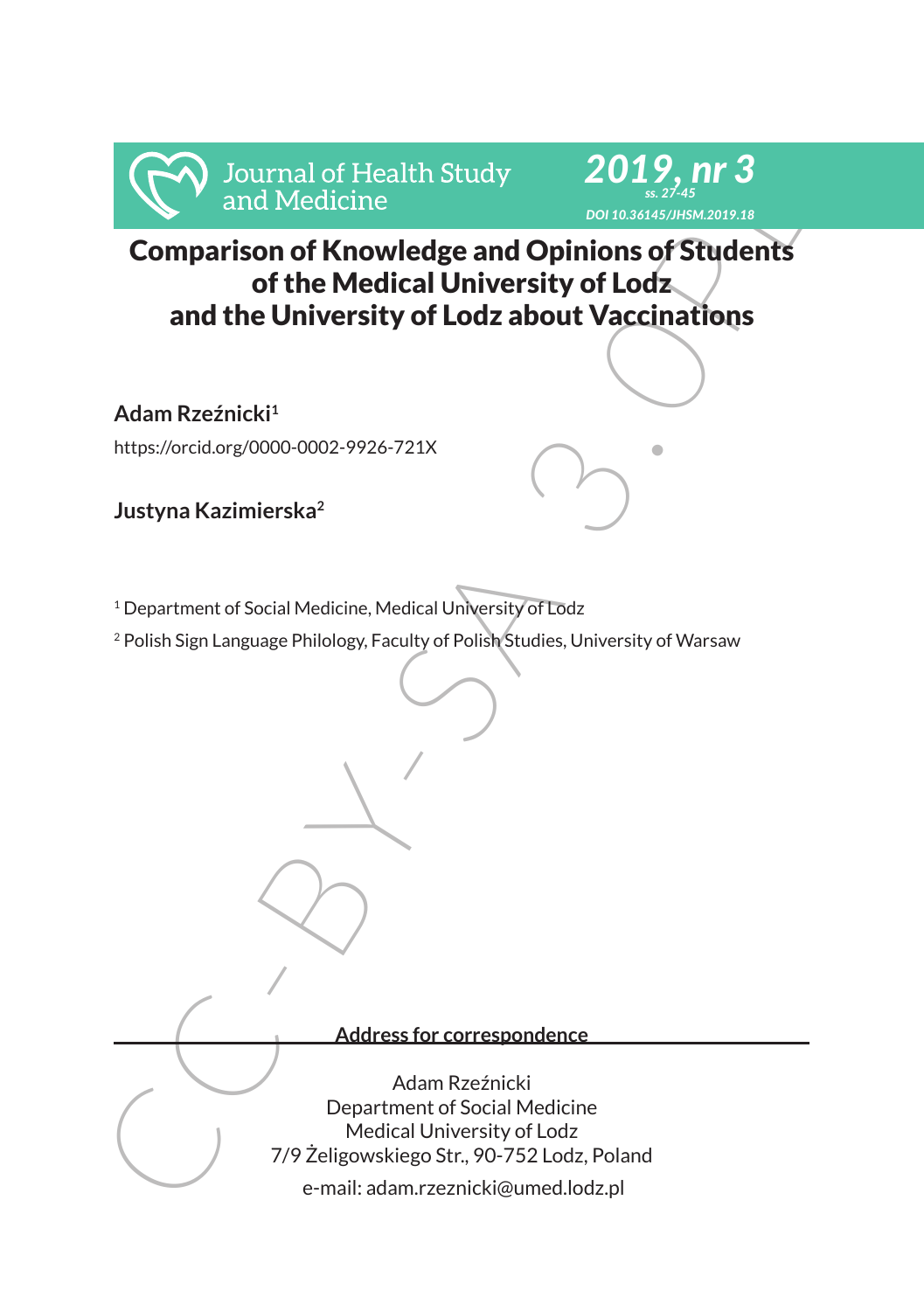# Comparison of Knowledge and Opinions of Students of the Medical University of Lodz and the University of Lodz about Vaccinations

**Adam Rzeźnicki**[1]

https://orcid.org/0000-0002-9926-721X

**Justyna Kazimierska**[2]

[1] Department of Social Medicine, Medical University of Lodz

[2] Polish Sign Language Philology, Faculty of Polish Studies, University of Warsaw

**Address for correspondence**

Adam Rzeźnicki
Department of Social Medicine
Medical University of Lodz
7/9 Żeligowskiego Str., 90-752 Lodz, Poland
e-mail: adam.rzeznicki@umed.lodz.pl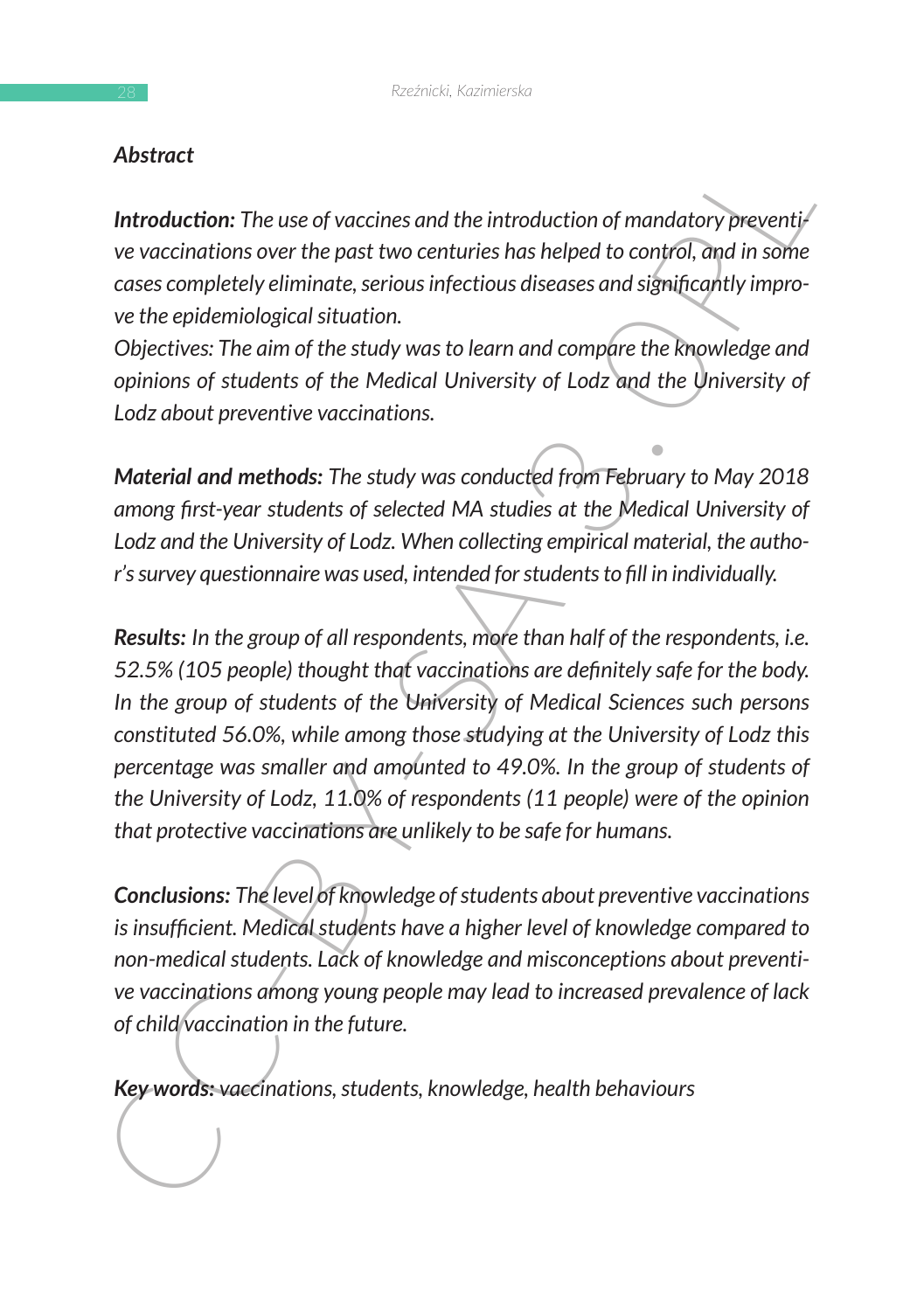## Abstract

***Introduction:*** *The use of vaccines and the introduction of mandatory preventive vaccinations over the past two centuries has helped to control, and in some cases completely eliminate, serious infectious diseases and significantly improve the epidemiological situation.*
*Objectives: The aim of the study was to learn and compare the knowledge and opinions of students of the Medical University of Lodz and the University of Lodz about preventive vaccinations.*

***Material and methods:*** *The study was conducted from February to May 2018 among first-year students of selected MA studies at the Medical University of Lodz and the University of Lodz. When collecting empirical material, the author's survey questionnaire was used, intended for students to fill in individually.*

***Results:*** *In the group of all respondents, more than half of the respondents, i.e. 52.5% (105 people) thought that vaccinations are definitely safe for the body. In the group of students of the University of Medical Sciences such persons constituted 56.0%, while among those studying at the University of Lodz this percentage was smaller and amounted to 49.0%. In the group of students of the University of Lodz, 11.0% of respondents (11 people) were of the opinion that protective vaccinations are unlikely to be safe for humans.*

***Conclusions:*** *The level of knowledge of students about preventive vaccinations is insufficient. Medical students have a higher level of knowledge compared to non-medical students. Lack of knowledge and misconceptions about preventive vaccinations among young people may lead to increased prevalence of lack of child vaccination in the future.*

***Key words:*** *vaccinations, students, knowledge, health behaviours*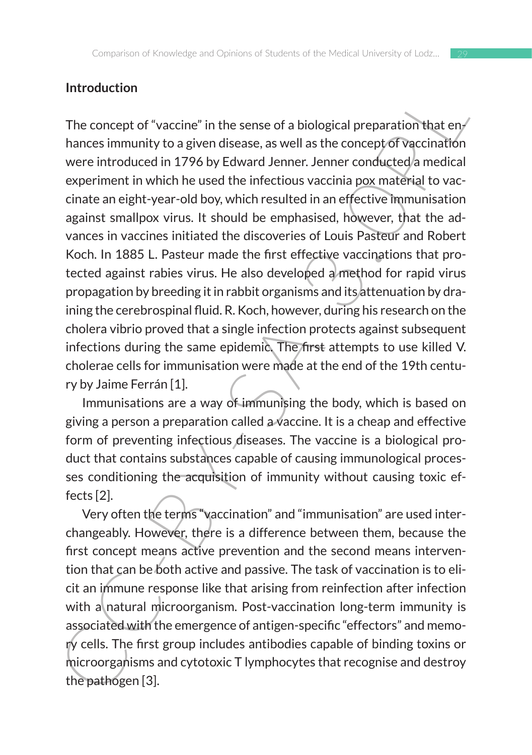## Introduction

The concept of "vaccine" in the sense of a biological preparation that enhances immunity to a given disease, as well as the concept of vaccination were introduced in 1796 by Edward Jenner. Jenner conducted a medical experiment in which he used the infectious vaccinia pox material to vaccinate an eight-year-old boy, which resulted in an effective immunisation against smallpox virus. It should be emphasised, however, that the advances in vaccines initiated the discoveries of Louis Pasteur and Robert Koch. In 1885 L. Pasteur made the first effective vaccinations that protected against rabies virus. He also developed a method for rapid virus propagation by breeding it in rabbit organisms and its attenuation by draining the cerebrospinal fluid. R. Koch, however, during his research on the cholera vibrio proved that a single infection protects against subsequent infections during the same epidemic. The first attempts to use killed V. cholerae cells for immunisation were made at the end of the 19th century by Jaime Ferrán [1].

Immunisations are a way of immunising the body, which is based on giving a person a preparation called a vaccine. It is a cheap and effective form of preventing infectious diseases. The vaccine is a biological product that contains substances capable of causing immunological processes conditioning the acquisition of immunity without causing toxic effects [2].

Very often the terms "vaccination" and "immunisation" are used interchangeably. However, there is a difference between them, because the first concept means active prevention and the second means intervention that can be both active and passive. The task of vaccination is to elicit an immune response like that arising from reinfection after infection with a natural microorganism. Post-vaccination long-term immunity is associated with the emergence of antigen-specific "effectors" and memory cells. The first group includes antibodies capable of binding toxins or microorganisms and cytotoxic T lymphocytes that recognise and destroy the pathogen [3].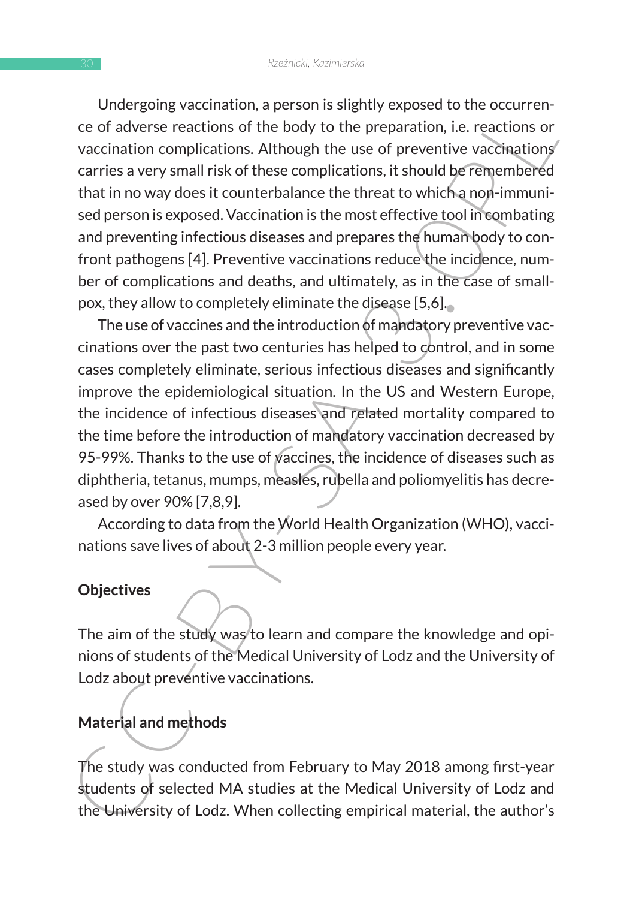Undergoing vaccination, a person is slightly exposed to the occurrence of adverse reactions of the body to the preparation, i.e. reactions or vaccination complications. Although the use of preventive vaccinations carries a very small risk of these complications, it should be remembered that in no way does it counterbalance the threat to which a non-immunised person is exposed. Vaccination is the most effective tool in combating and preventing infectious diseases and prepares the human body to confront pathogens [4]. Preventive vaccinations reduce the incidence, number of complications and deaths, and ultimately, as in the case of smallpox, they allow to completely eliminate the disease [5,6].

The use of vaccines and the introduction of mandatory preventive vaccinations over the past two centuries has helped to control, and in some cases completely eliminate, serious infectious diseases and significantly improve the epidemiological situation. In the US and Western Europe, the incidence of infectious diseases and related mortality compared to the time before the introduction of mandatory vaccination decreased by 95-99%. Thanks to the use of vaccines, the incidence of diseases such as diphtheria, tetanus, mumps, measles, rubella and poliomyelitis has decreased by over 90% [7,8,9].

According to data from the World Health Organization (WHO), vaccinations save lives of about 2-3 million people every year.

## Objectives

The aim of the study was to learn and compare the knowledge and opinions of students of the Medical University of Lodz and the University of Lodz about preventive vaccinations.

## Material and methods

The study was conducted from February to May 2018 among first-year students of selected MA studies at the Medical University of Lodz and the University of Lodz. When collecting empirical material, the author's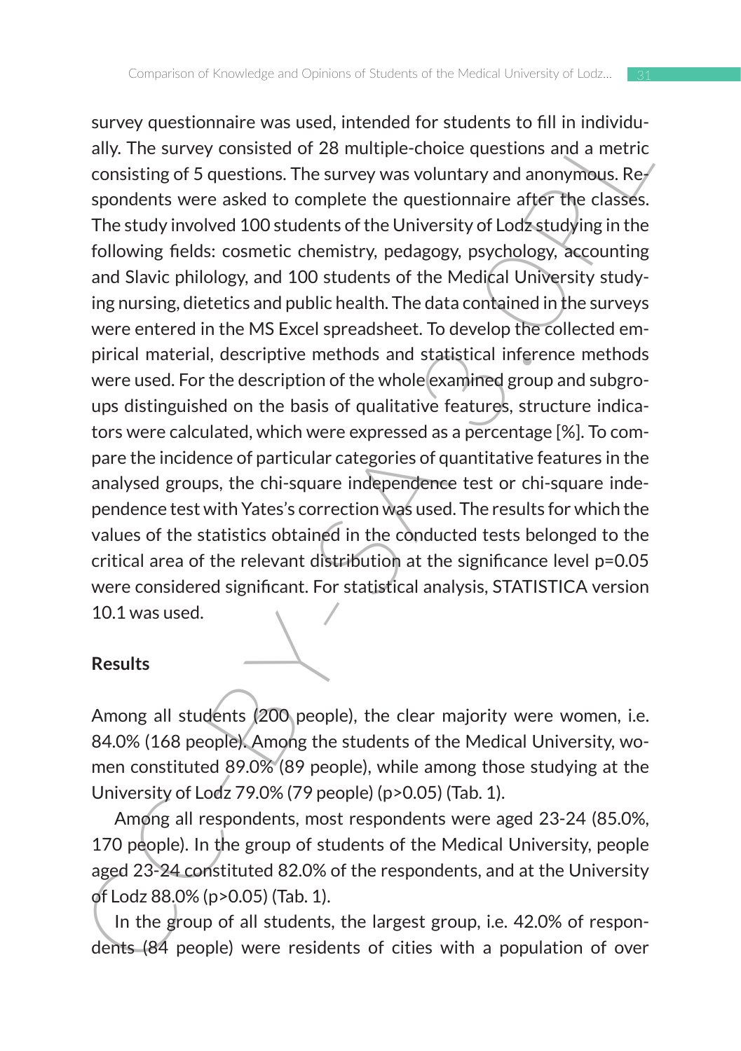survey questionnaire was used, intended for students to fill in individually. The survey consisted of 28 multiple-choice questions and a metric consisting of 5 questions. The survey was voluntary and anonymous. Respondents were asked to complete the questionnaire after the classes. The study involved 100 students of the University of Lodz studying in the following fields: cosmetic chemistry, pedagogy, psychology, accounting and Slavic philology, and 100 students of the Medical University studying nursing, dietetics and public health. The data contained in the surveys were entered in the MS Excel spreadsheet. To develop the collected empirical material, descriptive methods and statistical inference methods were used. For the description of the whole examined group and subgroups distinguished on the basis of qualitative features, structure indicators were calculated, which were expressed as a percentage [%]. To compare the incidence of particular categories of quantitative features in the analysed groups, the chi-square independence test or chi-square independence test with Yates's correction was used. The results for which the values of the statistics obtained in the conducted tests belonged to the critical area of the relevant distribution at the significance level $p=0.05$ were considered significant. For statistical analysis, STATISTICA version 10.1 was used.

## Results

Among all students (200 people), the clear majority were women, i.e. 84.0% (168 people). Among the students of the Medical University, women constituted 89.0% (89 people), while among those studying at the University of Lodz 79.0% (79 people) ($p>0.05$) (Tab. 1).

Among all respondents, most respondents were aged 23-24 (85.0%, 170 people). In the group of students of the Medical University, people aged 23-24 constituted 82.0% of the respondents, and at the University of Lodz 88.0% ($p>0.05$) (Tab. 1).

In the group of all students, the largest group, i.e. 42.0% of respondents (84 people) were residents of cities with a population of over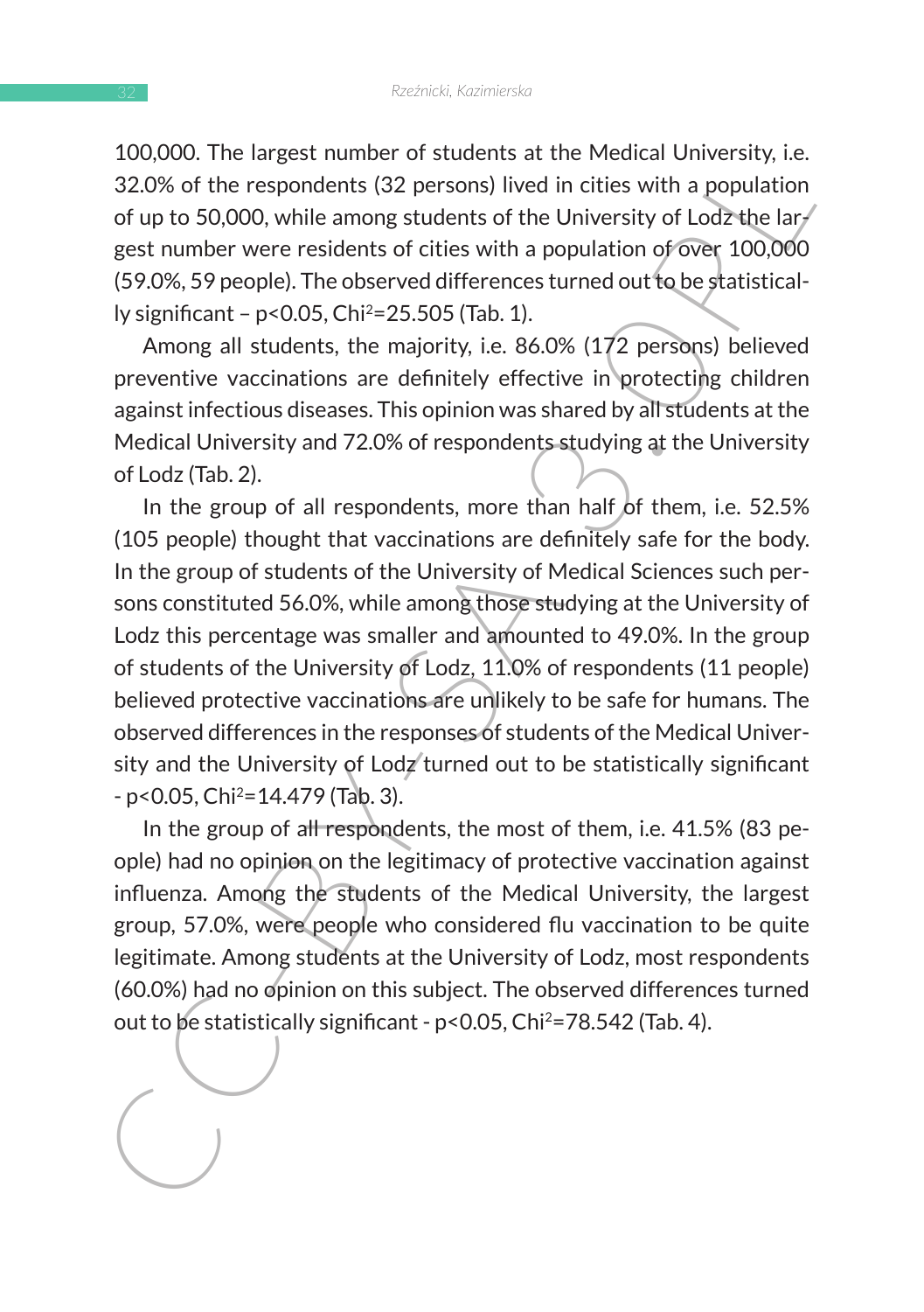100,000. The largest number of students at the Medical University, i.e. 32.0% of the respondents (32 persons) lived in cities with a population of up to 50,000, while among students of the University of Lodz the largest number were residents of cities with a population of over 100,000 (59.0%, 59 people). The observed differences turned out to be statistically significant – $p<0.05$, $Chi^2=25.505$ (Tab. 1).

Among all students, the majority, i.e. 86.0% (172 persons) believed preventive vaccinations are definitely effective in protecting children against infectious diseases. This opinion was shared by all students at the Medical University and 72.0% of respondents studying at the University of Lodz (Tab. 2).

In the group of all respondents, more than half of them, i.e. 52.5% (105 people) thought that vaccinations are definitely safe for the body. In the group of students of the University of Medical Sciences such persons constituted 56.0%, while among those studying at the University of Lodz this percentage was smaller and amounted to 49.0%. In the group of students of the University of Lodz, 11.0% of respondents (11 people) believed protective vaccinations are unlikely to be safe for humans. The observed differences in the responses of students of the Medical University and the University of Lodz turned out to be statistically significant - $p<0.05$, $Chi^2=14.479$ (Tab. 3).

In the group of all respondents, the most of them, i.e. 41.5% (83 people) had no opinion on the legitimacy of protective vaccination against influenza. Among the students of the Medical University, the largest group, 57.0%, were people who considered flu vaccination to be quite legitimate. Among students at the University of Lodz, most respondents (60.0%) had no opinion on this subject. The observed differences turned out to be statistically significant - $p<0.05$, $Chi^2=78.542$ (Tab. 4).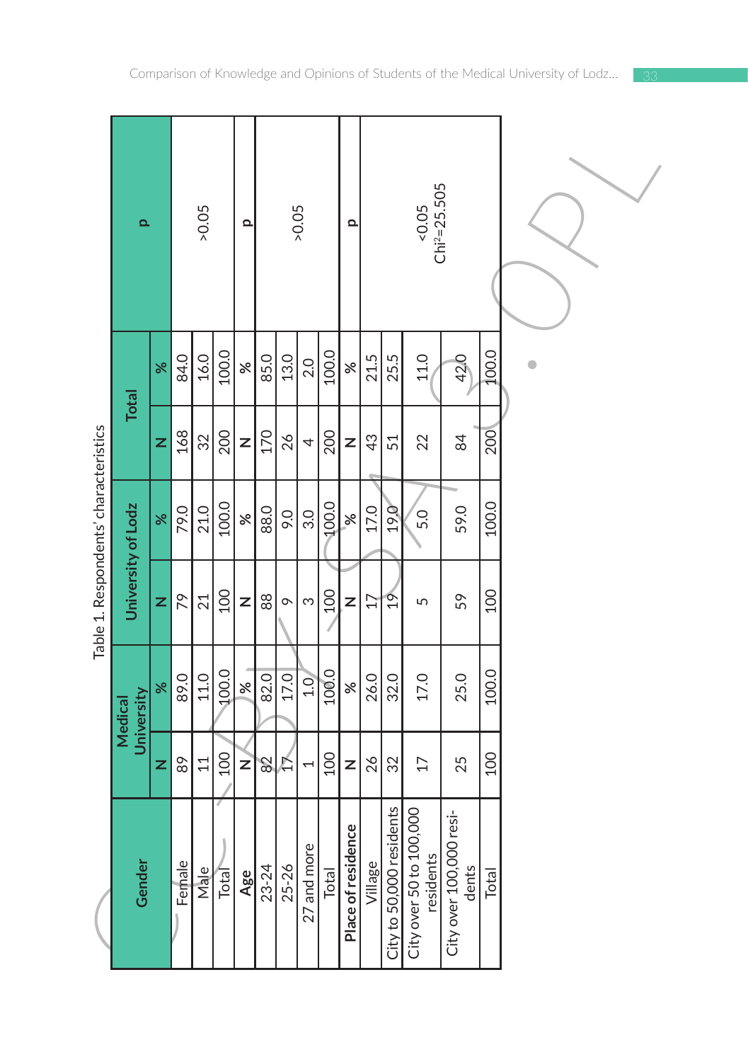Table 1. Respondents' characteristics

| Gender | Medical University | | University of Lodz | | Total | | p |
|---|---|---|---|---|---|---|---|
| | N | % | N | % | N | % | |
| Female | 89 | 89.0 | 79 | 79.0 | 168 | 84.0 | >0.05 |
| Male | 11 | 11.0 | 21 | 21.0 | 32 | 16.0 | |
| Total | 100 | 100.0 | 100 | 100.0 | 200 | 100.0 | |
| **Age** | N | % | N | % | N | % | p |
| 23-24 | 82 | 82.0 | 88 | 88.0 | 170 | 85.0 | >0.05 |
| 25-26 | 17 | 17.0 | 9 | 9.0 | 26 | 13.0 | |
| 27 and more | 1 | 1.0 | 3 | 3.0 | 4 | 2.0 | |
| Total | 100 | 100.0 | 100 | 100.0 | 200 | 100.0 | |
| **Place of residence** | N | % | N | % | N | % | p |
| Village | 26 | 26.0 | 17 | 17.0 | 43 | 21.5 | <0.05 $Chi^2$=25.505 |
| City to 50,000 residents | 32 | 32.0 | 19 | 19.0 | 51 | 25.5 | |
| City over 50 to 100,000 residents | 17 | 17.0 | 5 | 5.0 | 22 | 11.0 | |
| City over 100,000 residents | 25 | 25.0 | 59 | 59.0 | 84 | 42.0 | |
| Total | 100 | 100.0 | 100 | 100.0 | 200 | 100.0 | |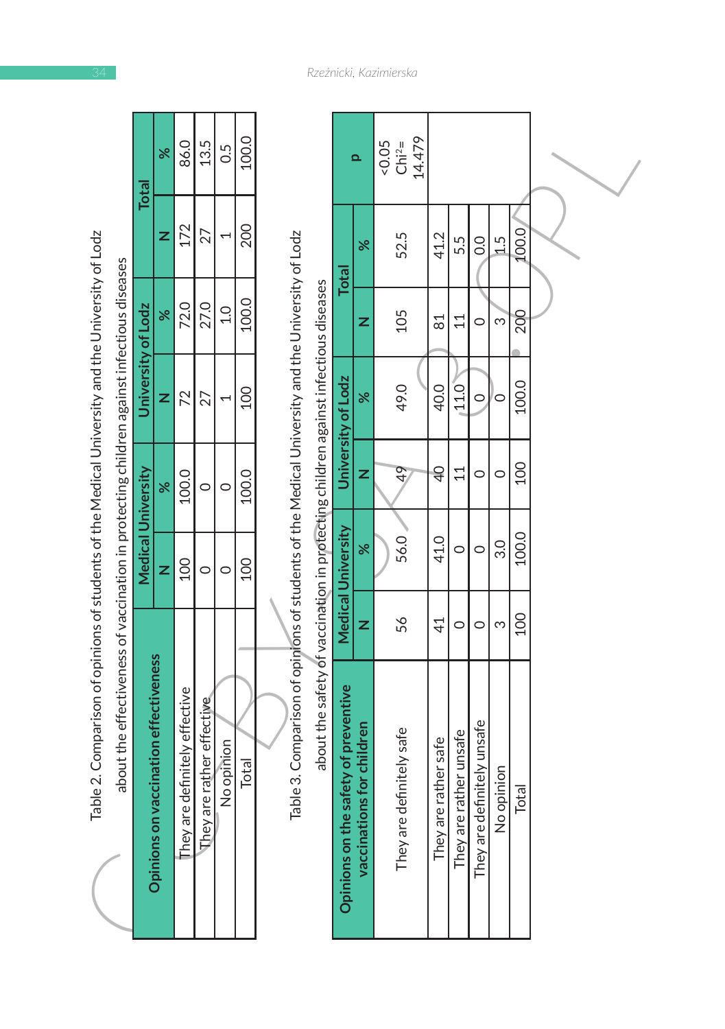Table 2. Comparison of opinions of students of the Medical University and the University of Lodz about the effectiveness of vaccination in protecting children against infectious diseases

| Opinions on vaccination effectiveness | Medical University | | University of Lodz | | Total | |
|---|---|---|---|---|---|---|
| | N | % | N | % | N | % |
| They are definitely effective | 100 | 100.0 | 72 | 72.0 | 172 | 86.0 |
| They are rather effective | 0 | 0 | 27 | 27.0 | 27 | 13.5 |
| No opinion | 0 | 0 | 1 | 1.0 | 1 | 0.5 |
| Total | 100 | 100.0 | 100 | 100.0 | 200 | 100.0 |

Table 3. Comparison of opinions of students of the Medical University and the University of Lodz about the safety of vaccination in protecting children against infectious diseases

| Opinions on the safety of preventive vaccinations for children | Medical University | | University of Lodz | | Total | | p |
|---|---|---|---|---|---|---|---|
| | N | % | N | % | N | % | |
| They are definitely safe | 56 | 56.0 | 49 | 49.0 | 105 | 52.5 | <0.05 $Chi^2$= 14.479 |
| They are rather safe | 41 | 41.0 | 40 | 40.0 | 81 | 41.2 | |
| They are rather unsafe | 0 | 0 | 11 | 11.0 | 11 | 5.5 | |
| They are definitely unsafe | 0 | 0 | 0 | 0 | 0 | 0.0 | |
| No opinion | 3 | 3.0 | 0 | 0 | 3 | 1.5 | |
| Total | 100 | 100.0 | 100 | 100.0 | 200 | 100.0 | |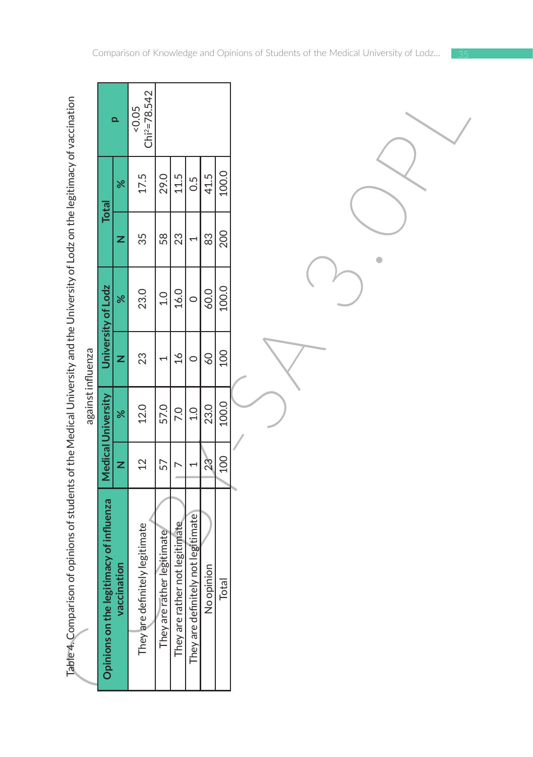Table 4. Comparison of opinions of students of the Medical University and the University of Lodz on the legitimacy of vaccination against influenza

| Opinions on the legitimacy of influenza vaccination | Medical University | | University of Lodz | | Total | | p |
|---|---|---|---|---|---|---|---|
| | N | % | N | % | N | % | |
| They are definitely legitimate | 12 | 12.0 | 23 | 23.0 | 35 | 17.5 | <0.05 Chi²=78.542 |
| They are rather legitimate | 57 | 57.0 | 1 | 1.0 | 58 | 29.0 | |
| They are rather not legitimate | 7 | 7.0 | 16 | 16.0 | 23 | 11.5 | |
| They are definitely not legitimate | 1 | 1.0 | 0 | 0 | 1 | 0.5 | |
| No opinion | 23 | 23.0 | 60 | 60.0 | 83 | 41.5 | |
| Total | 100 | 100.0 | 100 | 100.0 | 200 | 100.0 | |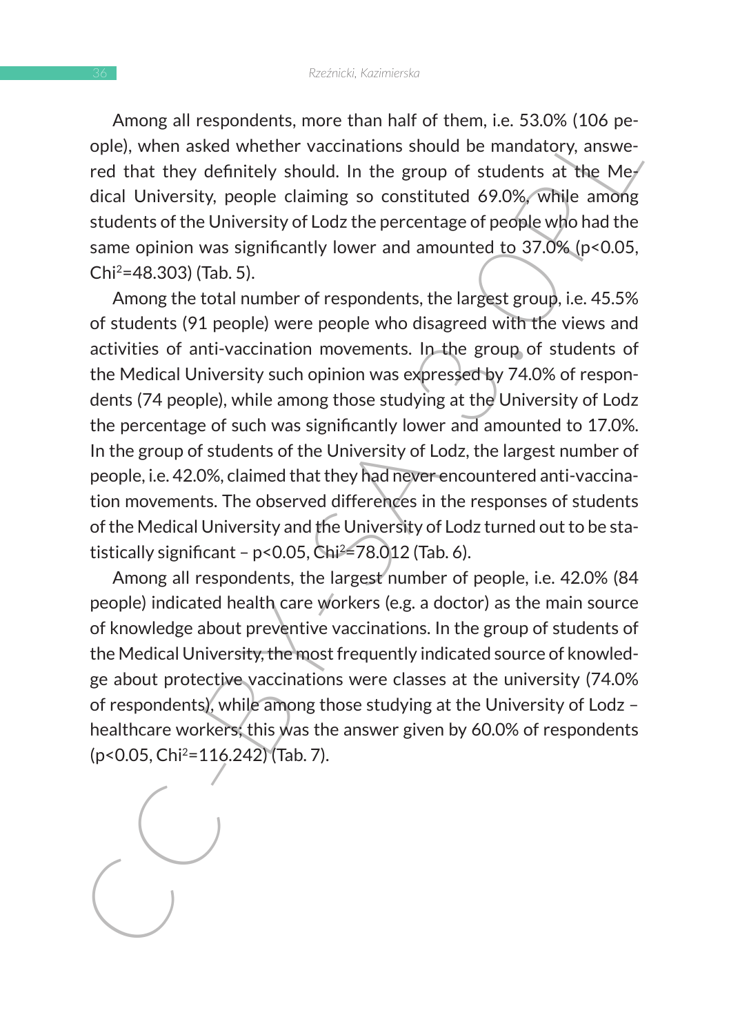Among all respondents, more than half of them, i.e. 53.0% (106 people), when asked whether vaccinations should be mandatory, answered that they definitely should. In the group of students at the Medical University, people claiming so constituted 69.0%, while among students of the University of Lodz the percentage of people who had the same opinion was significantly lower and amounted to 37.0% ($p<0.05$, $Chi^2=48.303$) (Tab. 5).

Among the total number of respondents, the largest group, i.e. 45.5% of students (91 people) were people who disagreed with the views and activities of anti-vaccination movements. In the group of students of the Medical University such opinion was expressed by 74.0% of respondents (74 people), while among those studying at the University of Lodz the percentage of such was significantly lower and amounted to 17.0%. In the group of students of the University of Lodz, the largest number of people, i.e. 42.0%, claimed that they had never encountered anti-vaccination movements. The observed differences in the responses of students of the Medical University and the University of Lodz turned out to be statistically significant – $p<0.05$, $Chi^2=78.012$ (Tab. 6).

Among all respondents, the largest number of people, i.e. 42.0% (84 people) indicated health care workers (e.g. a doctor) as the main source of knowledge about preventive vaccinations. In the group of students of the Medical University, the most frequently indicated source of knowledge about protective vaccinations were classes at the university (74.0% of respondents), while among those studying at the University of Lodz – healthcare workers; this was the answer given by 60.0% of respondents ($p<0.05$, $Chi^2=116.242$) (Tab. 7).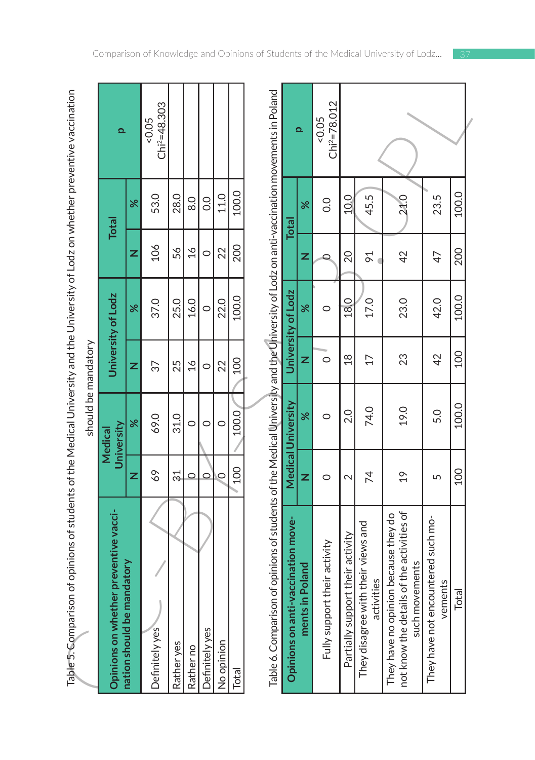Table 5. Comparison of opinions of students of the Medical University and the University of Lodz on whether preventive vaccination should be mandatory

| Opinions on whether preventive vaccination should be mandatory | Medical University | | University of Lodz | | Total | | p |
|---|---|---|---|---|---|---|---|
| | N | % | N | % | N | % | |
| Definitely yes | 69 | 69.0 | 37 | 37.0 | 106 | 53.0 | <0.05 Chi²=48.303 |
| Rather yes | 31 | 31.0 | 25 | 25.0 | 56 | 28.0 | |
| Rather no | 0 | 0 | 16 | 16.0 | 16 | 8.0 | |
| Definitely yes | 0 | 0 | 0 | 0 | 0 | 0.0 | |
| No opinion | 0 | 0 | 22 | 22.0 | 22 | 11.0 | |
| Total | 100 | 100.0 | 100 | 100.0 | 200 | 100.0 | |

Table 6. Comparison of opinions of students of the Medical University and the University of Lodz on anti-vaccination movements in Poland

| Opinions on anti-vaccination movements in Poland | Medical University | | University of Lodz | | Total | | p |
|---|---|---|---|---|---|---|---|
| | N | % | N | % | N | % | |
| Fully support their activity | 0 | 0 | 0 | 0 | 0 | 0.0 | <0.05 Chi²=78.012 |
| Partially support their activity | 2 | 2.0 | 18 | 18.0 | 20 | 10.0 | |
| They disagree with their views and activities | 74 | 74.0 | 17 | 17.0 | 91 | 45.5 | |
| They have no opinion because they do not know the details of the activities of such movements | 19 | 19.0 | 23 | 23.0 | 42 | 21.0 | |
| They have not encountered such movements | 5 | 5.0 | 42 | 42.0 | 47 | 23.5 | |
| Total | 100 | 100.0 | 100 | 100.0 | 200 | 100.0 | |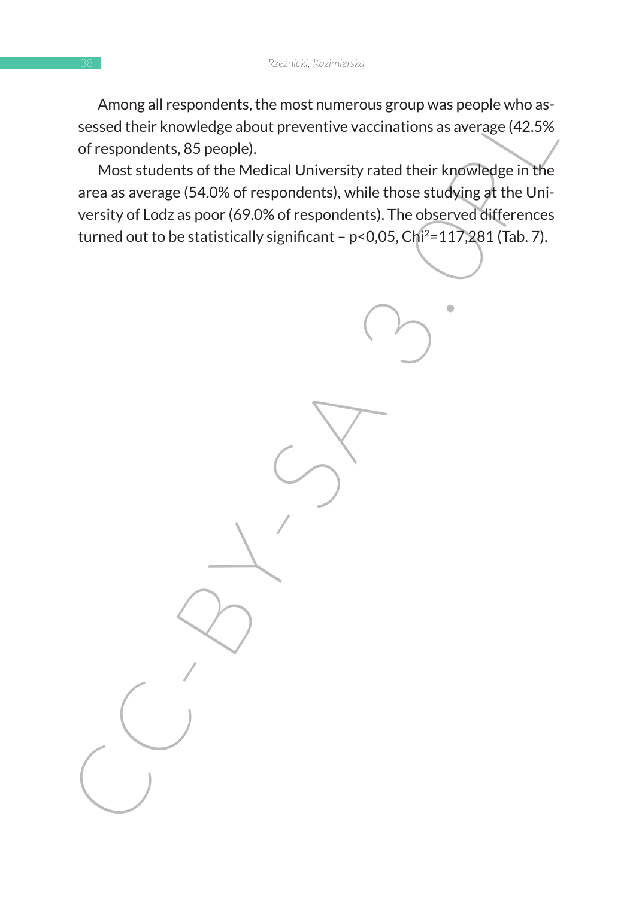Among all respondents, the most numerous group was people who assessed their knowledge about preventive vaccinations as average (42.5% of respondents, 85 people).

Most students of the Medical University rated their knowledge in the area as average (54.0% of respondents), while those studying at the University of Lodz as poor (69.0% of respondents). The observed differences turned out to be statistically significant – $p<0{,}05$, $Chi^2=117{,}281$ (Tab. 7).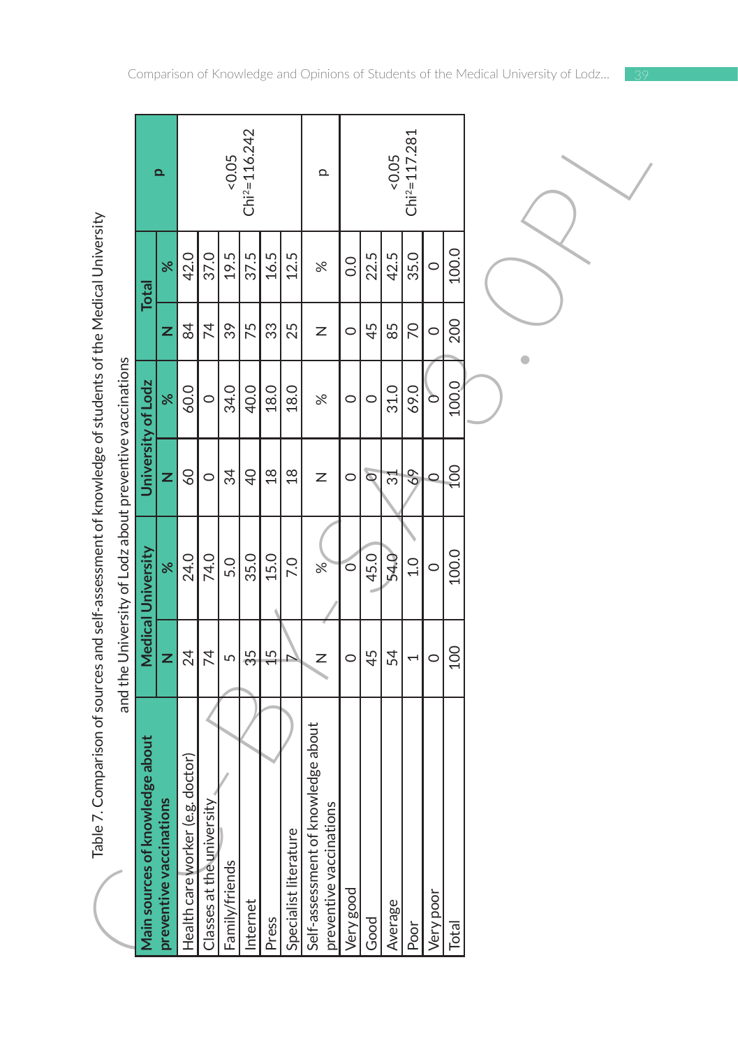Table 7. Comparison of sources and self-assessment of knowledge of students of the Medical University and the University of Lodz about preventive vaccinations

| Main sources of knowledge about preventive vaccinations | Medical University | | University of Lodz | | Total | | p |
|---|---|---|---|---|---|---|---|
| | N | % | N | % | N | % | |
| Health care worker (e.g. doctor) | 24 | 24.0 | 60 | 60.0 | 84 | 42.0 | <0.05 $Chi^2=116.242$ |
| Classes at the university | 74 | 74.0 | 0 | 0 | 74 | 37.0 | |
| Family/friends | 5 | 5.0 | 34 | 34.0 | 39 | 19.5 | |
| Internet | 35 | 35.0 | 40 | 40.0 | 75 | 37.5 | |
| Press | 15 | 15.0 | 18 | 18.0 | 33 | 16.5 | |
| Specialist literature | 7 | 7.0 | 18 | 18.0 | 25 | 12.5 | |
| Self-assessment of knowledge about preventive vaccinations | N | % | N | % | N | % | p |
| Very good | 0 | 0 | 0 | 0 | 0 | 0.0 | <0.05 $Chi^2=117.281$ |
| Good | 45 | 45.0 | 0 | 0 | 45 | 22.5 | |
| Average | 54 | 54.0 | 31 | 31.0 | 85 | 42.5 | |
| Poor | 1 | 1.0 | 69 | 69.0 | 70 | 35.0 | |
| Very poor | 0 | 0 | 0 | 0 | 0 | 0 | |
| Total | 100 | 100.0 | 100 | 100.0 | 200 | 100.0 | |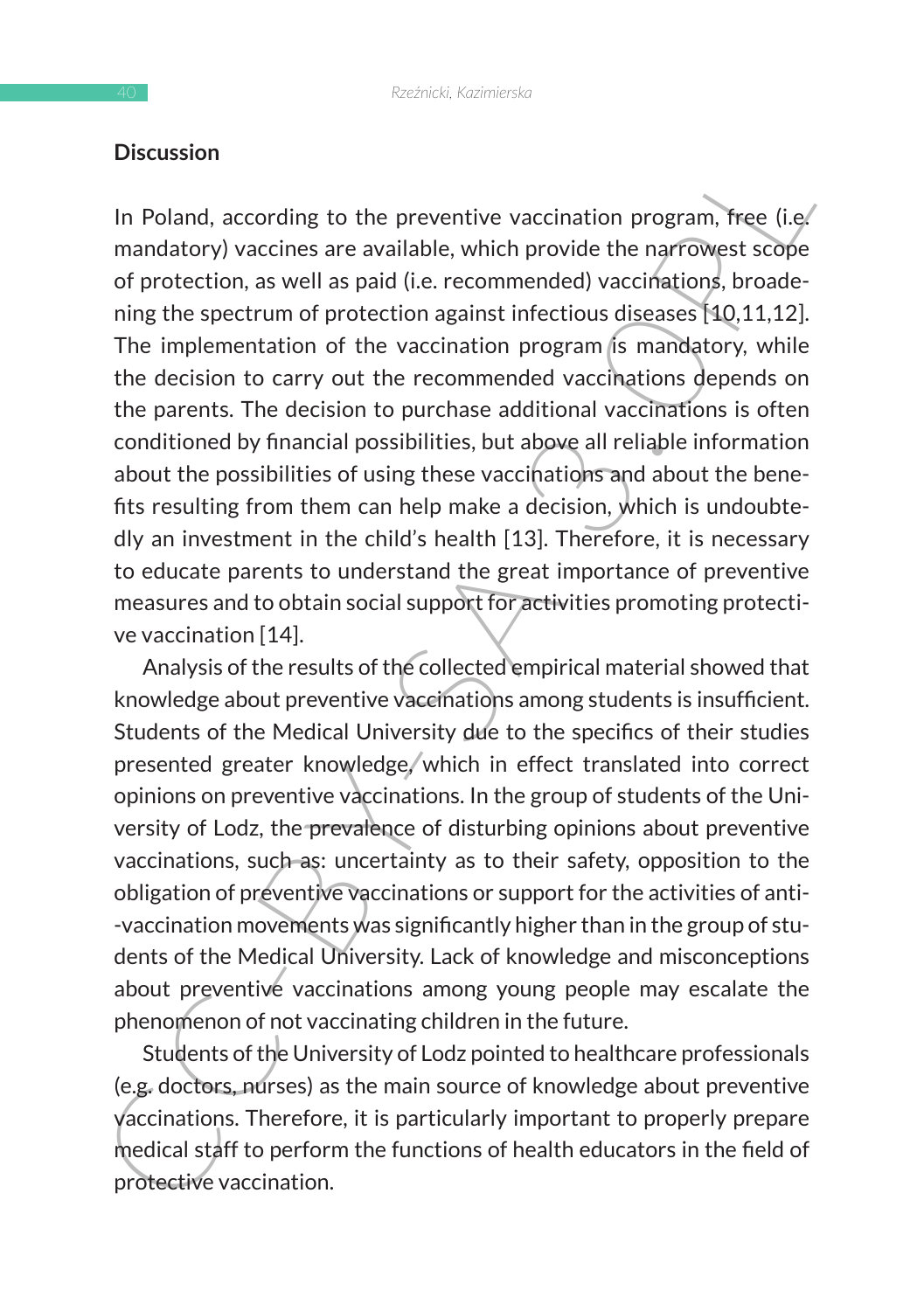## Discussion

In Poland, according to the preventive vaccination program, free (i.e. mandatory) vaccines are available, which provide the narrowest scope of protection, as well as paid (i.e. recommended) vaccinations, broadening the spectrum of protection against infectious diseases [10,11,12]. The implementation of the vaccination program is mandatory, while the decision to carry out the recommended vaccinations depends on the parents. The decision to purchase additional vaccinations is often conditioned by financial possibilities, but above all reliable information about the possibilities of using these vaccinations and about the benefits resulting from them can help make a decision, which is undoubtedly an investment in the child's health [13]. Therefore, it is necessary to educate parents to understand the great importance of preventive measures and to obtain social support for activities promoting protective vaccination [14].

Analysis of the results of the collected empirical material showed that knowledge about preventive vaccinations among students is insufficient. Students of the Medical University due to the specifics of their studies presented greater knowledge, which in effect translated into correct opinions on preventive vaccinations. In the group of students of the University of Lodz, the prevalence of disturbing opinions about preventive vaccinations, such as: uncertainty as to their safety, opposition to the obligation of preventive vaccinations or support for the activities of anti-vaccination movements was significantly higher than in the group of students of the Medical University. Lack of knowledge and misconceptions about preventive vaccinations among young people may escalate the phenomenon of not vaccinating children in the future.

Students of the University of Lodz pointed to healthcare professionals (e.g. doctors, nurses) as the main source of knowledge about preventive vaccinations. Therefore, it is particularly important to properly prepare medical staff to perform the functions of health educators in the field of protective vaccination.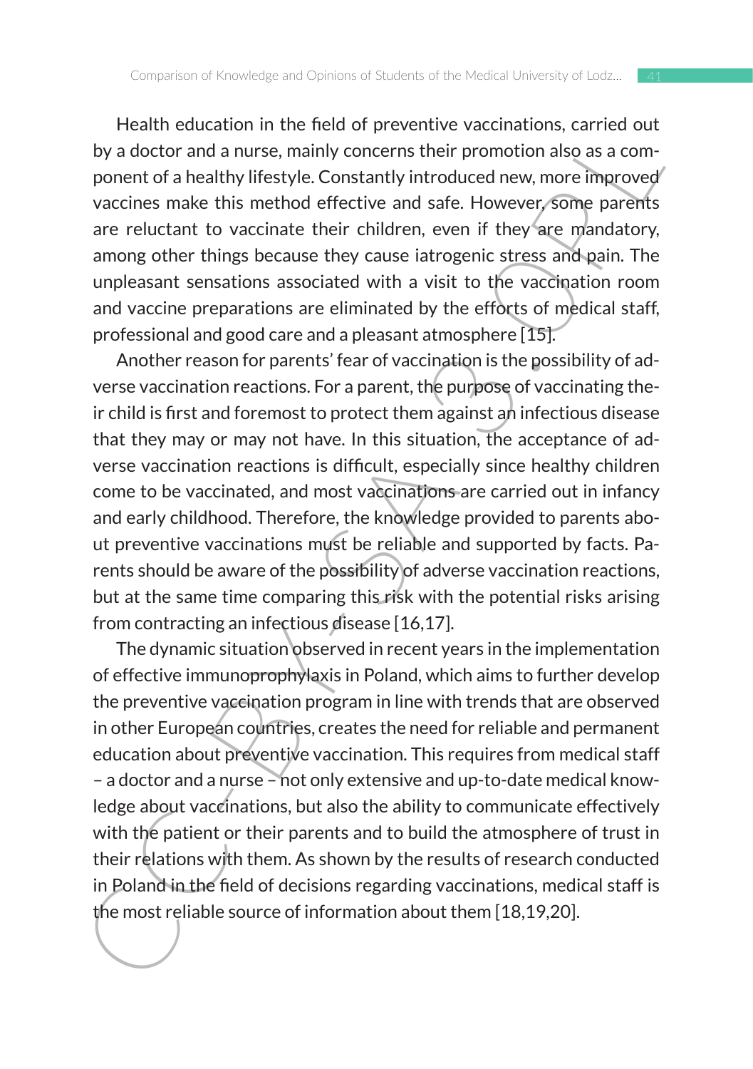Health education in the field of preventive vaccinations, carried out by a doctor and a nurse, mainly concerns their promotion also as a component of a healthy lifestyle. Constantly introduced new, more improved vaccines make this method effective and safe. However, some parents are reluctant to vaccinate their children, even if they are mandatory, among other things because they cause iatrogenic stress and pain. The unpleasant sensations associated with a visit to the vaccination room and vaccine preparations are eliminated by the efforts of medical staff, professional and good care and a pleasant atmosphere [15].

Another reason for parents' fear of vaccination is the possibility of adverse vaccination reactions. For a parent, the purpose of vaccinating their child is first and foremost to protect them against an infectious disease that they may or may not have. In this situation, the acceptance of adverse vaccination reactions is difficult, especially since healthy children come to be vaccinated, and most vaccinations are carried out in infancy and early childhood. Therefore, the knowledge provided to parents about preventive vaccinations must be reliable and supported by facts. Parents should be aware of the possibility of adverse vaccination reactions, but at the same time comparing this risk with the potential risks arising from contracting an infectious disease [16,17].

The dynamic situation observed in recent years in the implementation of effective immunoprophylaxis in Poland, which aims to further develop the preventive vaccination program in line with trends that are observed in other European countries, creates the need for reliable and permanent education about preventive vaccination. This requires from medical staff – a doctor and a nurse – not only extensive and up-to-date medical knowledge about vaccinations, but also the ability to communicate effectively with the patient or their parents and to build the atmosphere of trust in their relations with them. As shown by the results of research conducted in Poland in the field of decisions regarding vaccinations, medical staff is the most reliable source of information about them [18,19,20].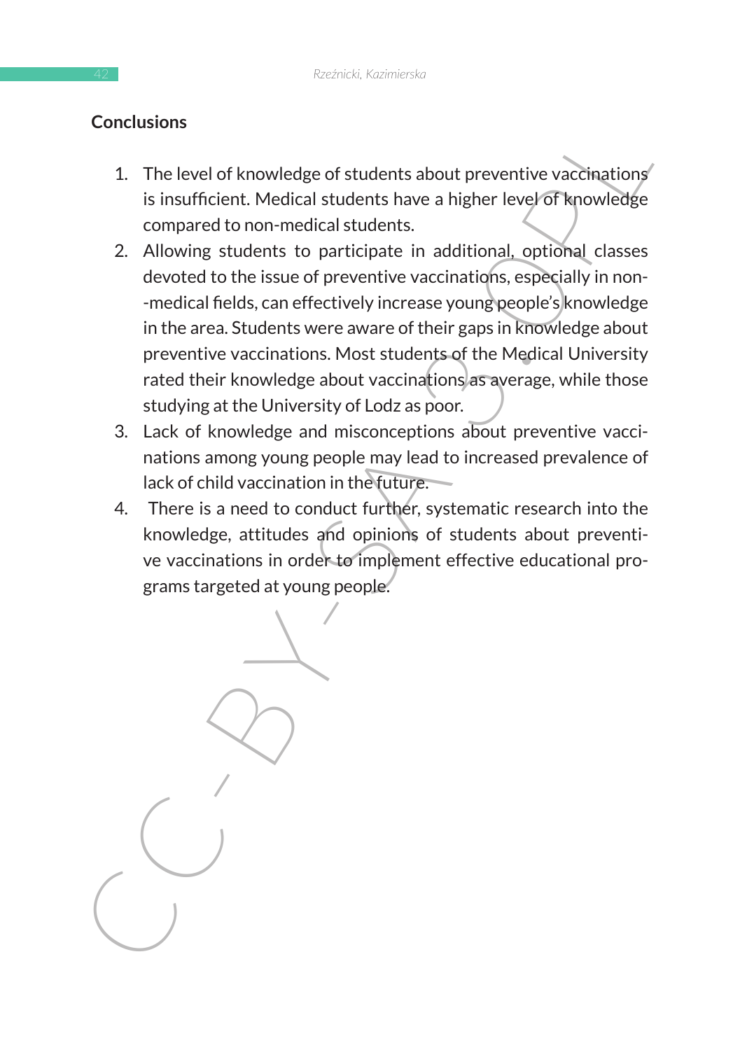## Conclusions

1. The level of knowledge of students about preventive vaccinations is insufficient. Medical students have a higher level of knowledge compared to non-medical students.
2. Allowing students to participate in additional, optional classes devoted to the issue of preventive vaccinations, especially in non-medical fields, can effectively increase young people's knowledge in the area. Students were aware of their gaps in knowledge about preventive vaccinations. Most students of the Medical University rated their knowledge about vaccinations as average, while those studying at the University of Lodz as poor.
3. Lack of knowledge and misconceptions about preventive vaccinations among young people may lead to increased prevalence of lack of child vaccination in the future.
4. There is a need to conduct further, systematic research into the knowledge, attitudes and opinions of students about preventive vaccinations in order to implement effective educational programs targeted at young people.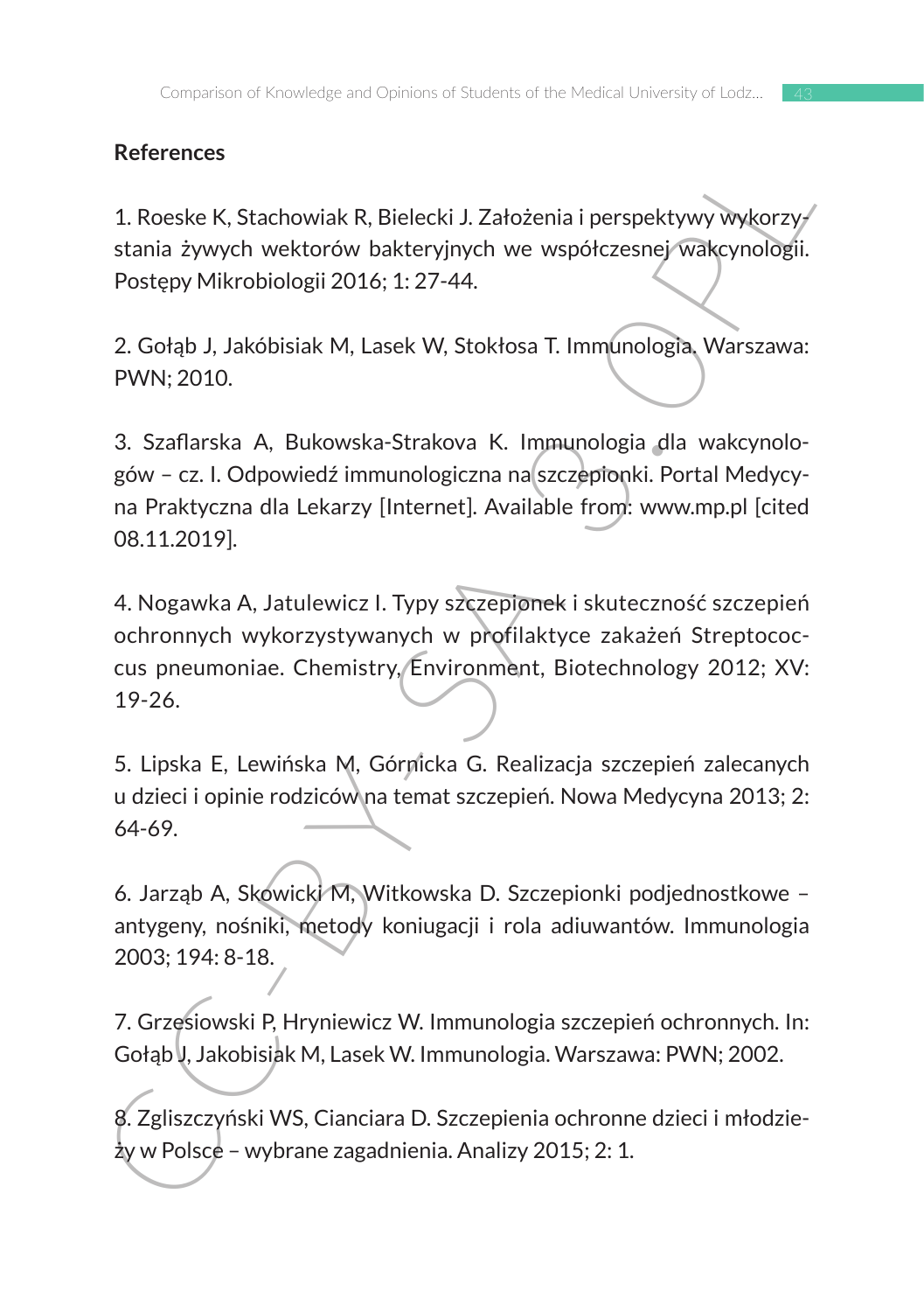## References

1. Roeske K, Stachowiak R, Bielecki J. Założenia i perspektywy wykorzystania żywych wektorów bakteryjnych we współczesnej wakcynologii. Postępy Mikrobiologii 2016; 1: 27-44.

2. Gołąb J, Jakóbisiak M, Lasek W, Stokłosa T. Immunologia. Warszawa: PWN; 2010.

3. Szaflarska A, Bukowska-Strakova K. Immunologia dla wakcynologów – cz. I. Odpowiedź immunologiczna na szczepionki. Portal Medycyna Praktyczna dla Lekarzy [Internet]. Available from: www.mp.pl [cited 08.11.2019].

4. Nogawka A, Jatulewicz I. Typy szczepionek i skuteczność szczepień ochronnych wykorzystywanych w profilaktyce zakażeń Streptococcus pneumoniae. Chemistry, Environment, Biotechnology 2012; XV: 19-26.

5. Lipska E, Lewińska M, Górnicka G. Realizacja szczepień zalecanych u dzieci i opinie rodziców na temat szczepień. Nowa Medycyna 2013; 2: 64-69.

6. Jarząb A, Skowicki M, Witkowska D. Szczepionki podjednostkowe – antygeny, nośniki, metody koniugacji i rola adiuwantów. Immunologia 2003; 194: 8-18.

7. Grzesiowski P, Hryniewicz W. Immunologia szczepień ochronnych. In: Gołąb J, Jakobisiak M, Lasek W. Immunologia. Warszawa: PWN; 2002.

8. Zgliszczyński WS, Cianciara D. Szczepienia ochronne dzieci i młodzieży w Polsce – wybrane zagadnienia. Analizy 2015; 2: 1.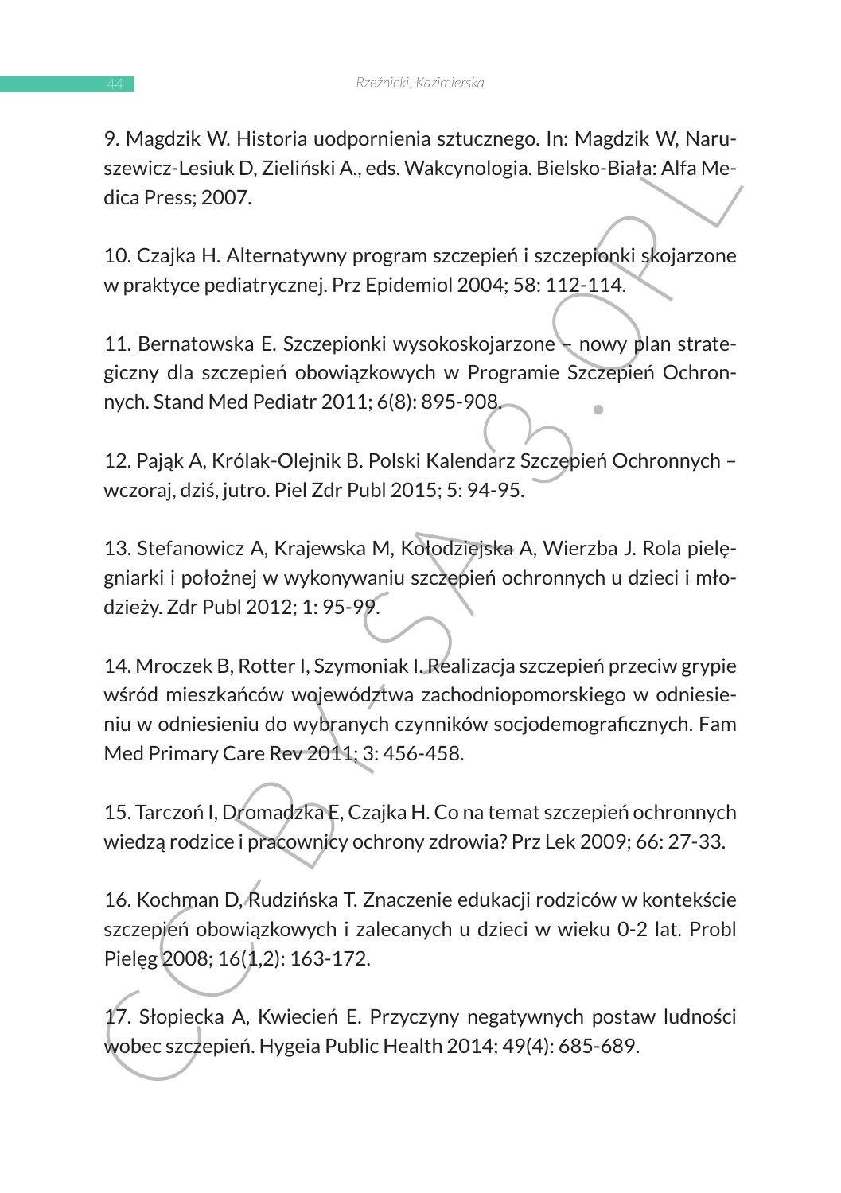9. Magdzik W. Historia uodpornienia sztucznego. In: Magdzik W, Naruszewicz-Lesiuk D, Zieliński A., eds. Wakcynologia. Bielsko-Biała: Alfa Medica Press; 2007.

10. Czajka H. Alternatywny program szczepień i szczepionki skojarzone w praktyce pediatrycznej. Prz Epidemiol 2004; 58: 112-114.

11. Bernatowska E. Szczepionki wysokoskojarzone – nowy plan strategiczny dla szczepień obowiązkowych w Programie Szczepień Ochronnych. Stand Med Pediatr 2011; 6(8): 895-908.

12. Pająk A, Królak-Olejnik B. Polski Kalendarz Szczepień Ochronnych – wczoraj, dziś, jutro. Piel Zdr Publ 2015; 5: 94-95.

13. Stefanowicz A, Krajewska M, Kołodziejska A, Wierzba J. Rola pielęgniarki i położnej w wykonywaniu szczepień ochronnych u dzieci i młodzieży. Zdr Publ 2012; 1: 95-99.

14. Mroczek B, Rotter I, Szymoniak I. Realizacja szczepień przeciw grypie wśród mieszkańców województwa zachodniopomorskiego w odniesieniu w odniesieniu do wybranych czynników socjodemograficznych. Fam Med Primary Care Rev 2011; 3: 456-458.

15. Tarczoń I, Dromadzka E, Czajka H. Co na temat szczepień ochronnych wiedzą rodzice i pracownicy ochrony zdrowia? Prz Lek 2009; 66: 27-33.

16. Kochman D, Rudzińska T. Znaczenie edukacji rodziców w kontekście szczepień obowiązkowych i zalecanych u dzieci w wieku 0-2 lat. Probl Pielęg 2008; 16(1,2): 163-172.

17. Słopiecka A, Kwiecień E. Przyczyny negatywnych postaw ludności wobec szczepień. Hygeia Public Health 2014; 49(4): 685-689.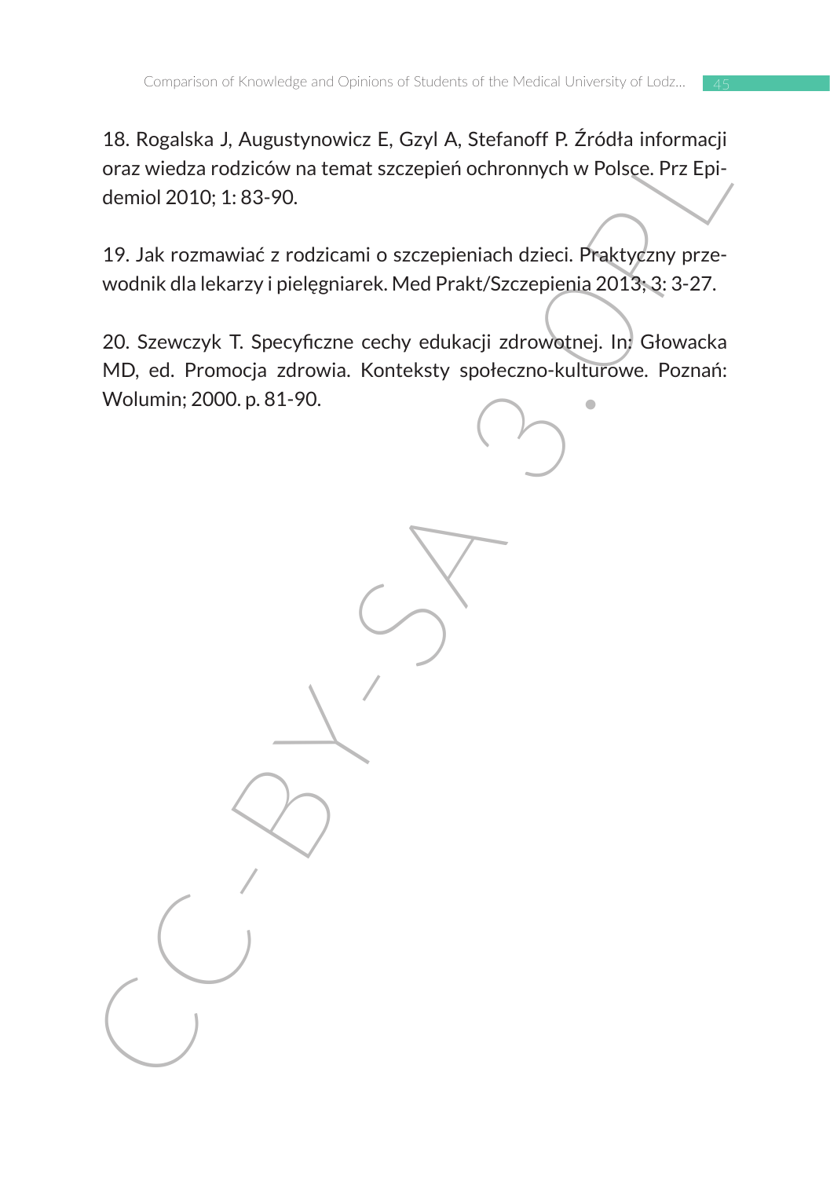18. Rogalska J, Augustynowicz E, Gzyl A, Stefanoff P. Źródła informacji oraz wiedza rodziców na temat szczepień ochronnych w Polsce. Prz Epidemiol 2010; 1: 83-90.

19. Jak rozmawiać z rodzicami o szczepieniach dzieci. Praktyczny przewodnik dla lekarzy i pielęgniarek. Med Prakt/Szczepienia 2013; 3: 3-27.

20. Szewczyk T. Specyficzne cechy edukacji zdrowotnej. In: Głowacka MD, ed. Promocja zdrowia. Konteksty społeczno-kulturowe. Poznań: Wolumin; 2000. p. 81-90.